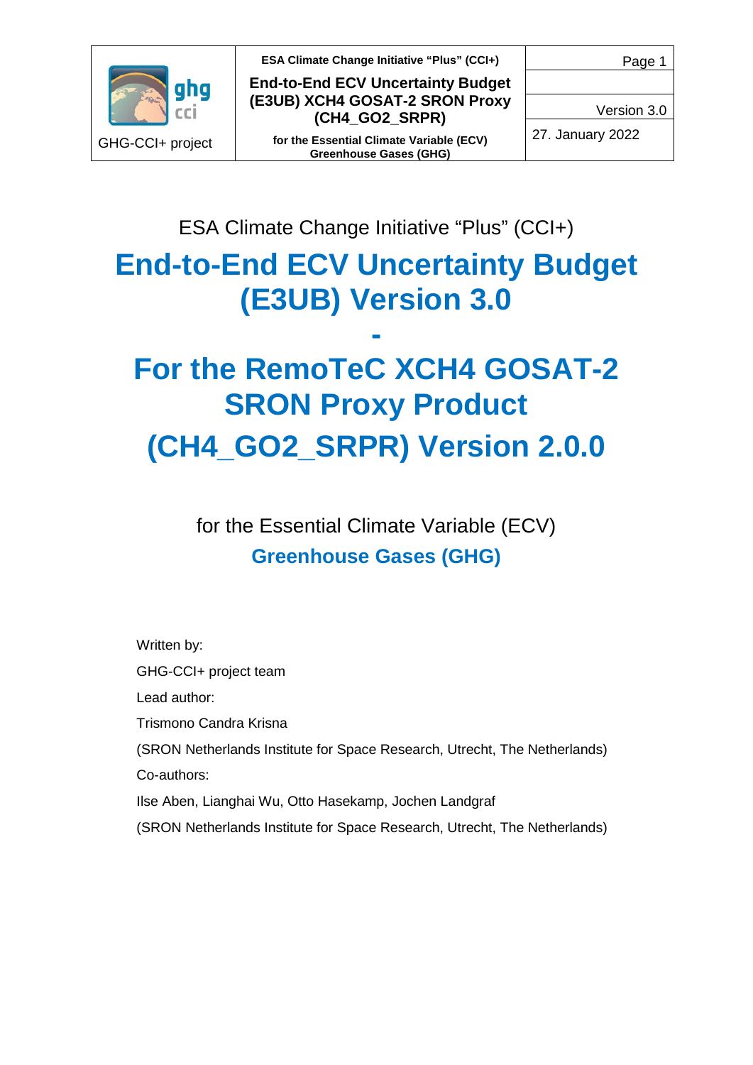ESA Climate Change Initiative "Plus" (CCI+)

# End-to-End ECV Uncertainty Budget (E3UB) Version 3.0

# -

# For the RemoTeC XCH4 GOSAT-2 SRON Proxy Product (CH4_GO2_SRPR) Version 2.0.0

for the Essential Climate Variable (ECV)

**Greenhouse Gases (GHG)**

Written by:

GHG-CCI+ project team

Lead author:

Trismono Candra Krisna

(SRON Netherlands Institute for Space Research, Utrecht, The Netherlands)

Co-authors:

Ilse Aben, Lianghai Wu, Otto Hasekamp, Jochen Landgraf

(SRON Netherlands Institute for Space Research, Utrecht, The Netherlands)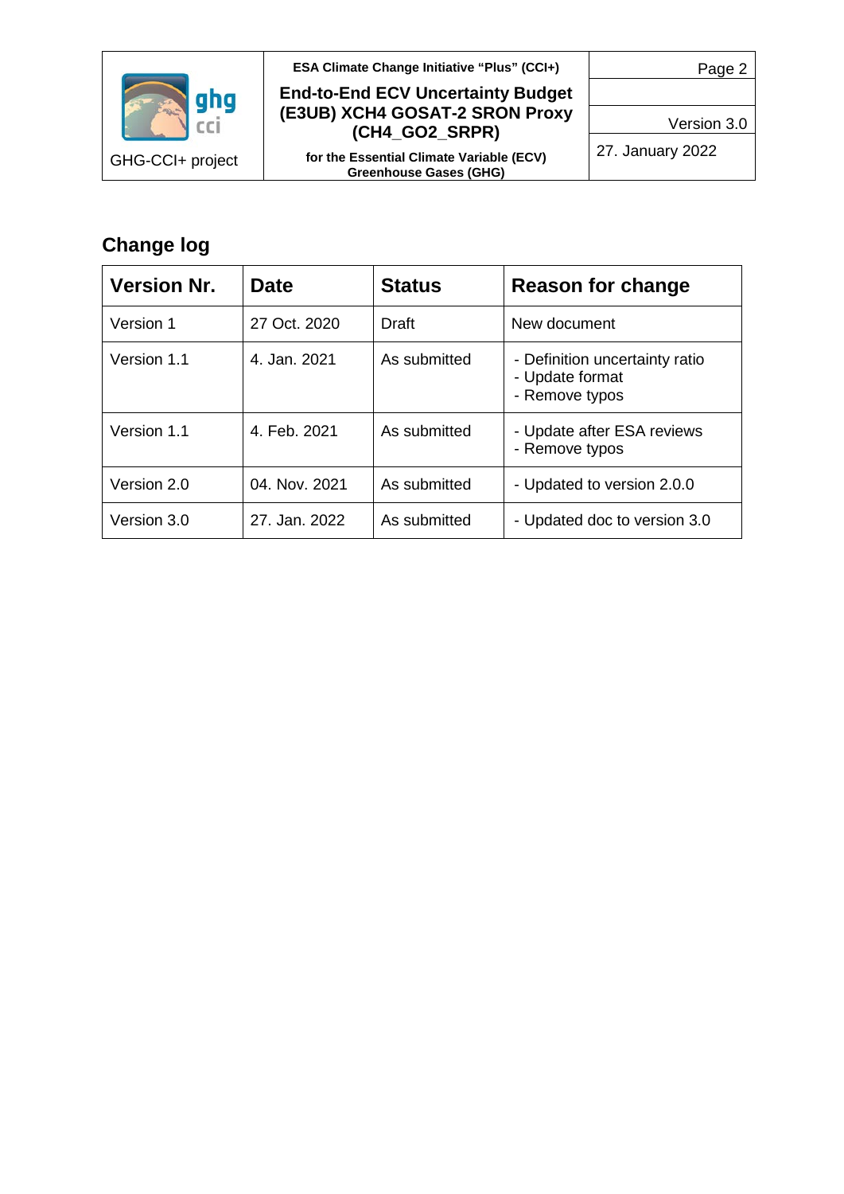## Change log

| Version Nr. | Date | Status | Reason for change |
|---|---|---|---|
| Version 1 | 27 Oct. 2020 | Draft | New document |
| Version 1.1 | 4. Jan. 2021 | As submitted | - Definition uncertainty ratio<br>- Update format<br>- Remove typos |
| Version 1.1 | 4. Feb. 2021 | As submitted | - Update after ESA reviews<br>- Remove typos |
| Version 2.0 | 04. Nov. 2021 | As submitted | - Updated to version 2.0.0 |
| Version 3.0 | 27. Jan. 2022 | As submitted | - Updated doc to version 3.0 |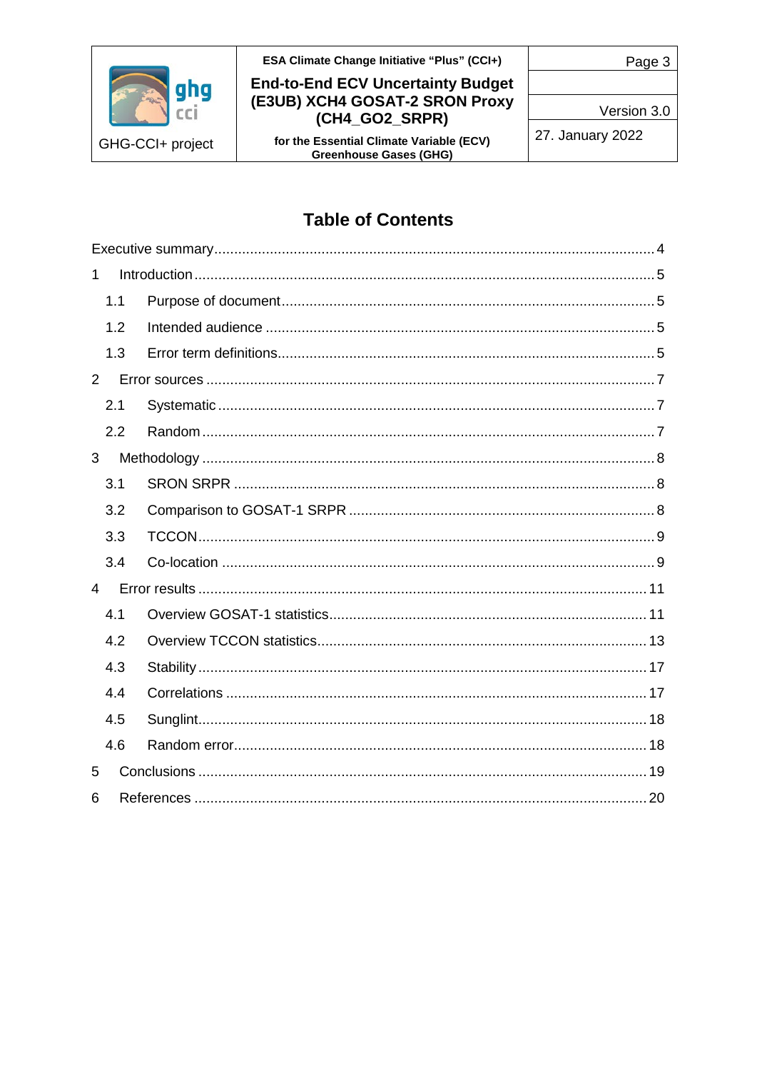# Table of Contents

Executive summary ........................................................................................................ 4

1 Introduction ................................................................................................................ 5

 1.1 Purpose of document ............................................................................................ 5

 1.2 Intended audience ................................................................................................ 5

 1.3 Error term definitions ............................................................................................. 5

2 Error sources ............................................................................................................... 7

 2.1 Systematic ............................................................................................................ 7

 2.2 Random ................................................................................................................ 7

3 Methodology ................................................................................................................ 8

 3.1 SRON SRPR ......................................................................................................... 8

 3.2 Comparison to GOSAT-1 SRPR ............................................................................ 8

 3.3 TCCON ................................................................................................................. 9

 3.4 Co-location ............................................................................................................ 9

4 Error results ............................................................................................................... 11

 4.1 Overview GOSAT-1 statistics ............................................................................... 11

 4.2 Overview TCCON statistics .................................................................................. 13

 4.3 Stability ............................................................................................................... 17

 4.4 Correlations ......................................................................................................... 17

 4.5 Sunglint ............................................................................................................... 18

 4.6 Random error ....................................................................................................... 18

5 Conclusions ............................................................................................................... 19

6 References ................................................................................................................. 20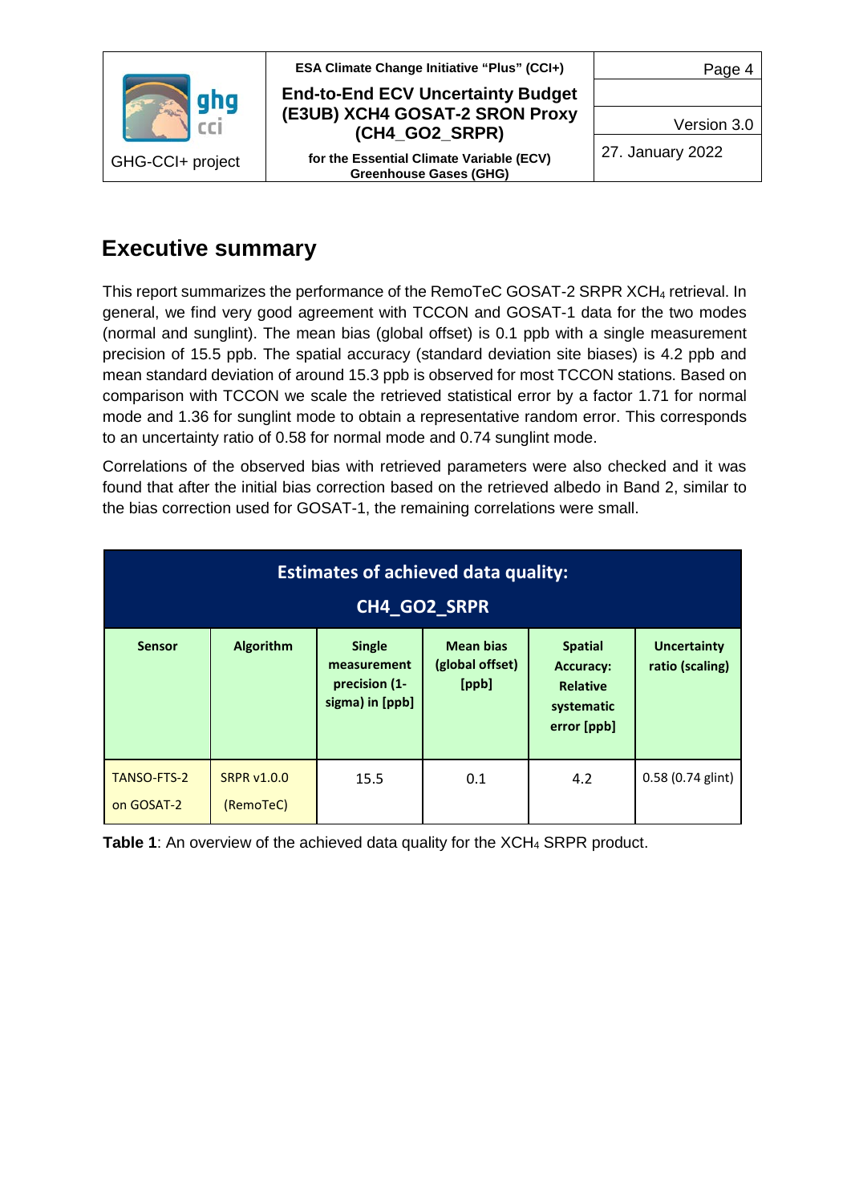# Executive summary

This report summarizes the performance of the RemoTeC GOSAT-2 SRPR $XCH_4$ retrieval. In general, we find very good agreement with TCCON and GOSAT-1 data for the two modes (normal and sunglint). The mean bias (global offset) is 0.1 ppb with a single measurement precision of 15.5 ppb. The spatial accuracy (standard deviation site biases) is 4.2 ppb and mean standard deviation of around 15.3 ppb is observed for most TCCON stations. Based on comparison with TCCON we scale the retrieved statistical error by a factor 1.71 for normal mode and 1.36 for sunglint mode to obtain a representative random error. This corresponds to an uncertainty ratio of 0.58 for normal mode and 0.74 sunglint mode.

Correlations of the observed bias with retrieved parameters were also checked and it was found that after the initial bias correction based on the retrieved albedo in Band 2, similar to the bias correction used for GOSAT-1, the remaining correlations were small.

| **Estimates of achieved data quality: CH4_GO2_SRPR** | | | | | |
|---|---|---|---|---|---|
| **Sensor** | **Algorithm** | **Single measurement precision (1-sigma) in [ppb]** | **Mean bias (global offset) [ppb]** | **Spatial Accuracy: Relative systematic error [ppb]** | **Uncertainty ratio (scaling)** |
| TANSO-FTS-2 on GOSAT-2 | SRPR v1.0.0 (RemoTeC) | 15.5 | 0.1 | 4.2 | 0.58 (0.74 glint) |

**Table 1**: An overview of the achieved data quality for the $XCH_4$ SRPR product.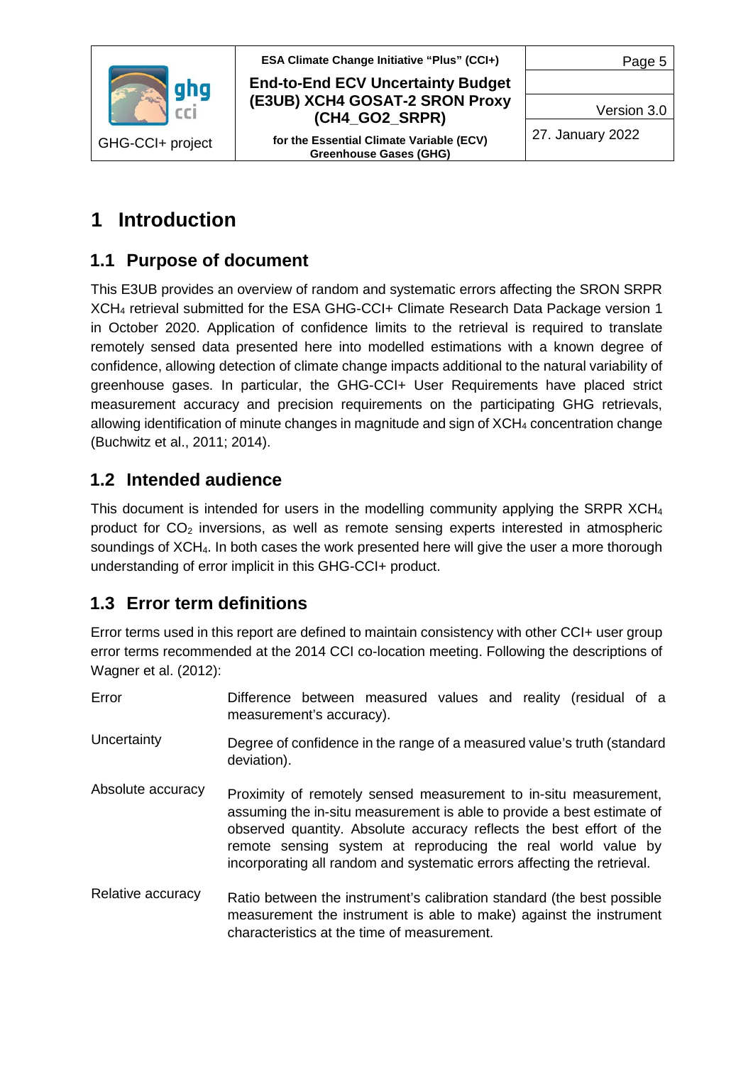# 1 Introduction

## 1.1 Purpose of document

This E3UB provides an overview of random and systematic errors affecting the SRON SRPR $XCH_4$ retrieval submitted for the ESA GHG-CCI+ Climate Research Data Package version 1 in October 2020. Application of confidence limits to the retrieval is required to translate remotely sensed data presented here into modelled estimations with a known degree of confidence, allowing detection of climate change impacts additional to the natural variability of greenhouse gases. In particular, the GHG-CCI+ User Requirements have placed strict measurement accuracy and precision requirements on the participating GHG retrievals, allowing identification of minute changes in magnitude and sign of $XCH_4$ concentration change (Buchwitz et al., 2011; 2014).

## 1.2 Intended audience

This document is intended for users in the modelling community applying the SRPR $XCH_4$ product for $CO_2$ inversions, as well as remote sensing experts interested in atmospheric soundings of $XCH_4$. In both cases the work presented here will give the user a more thorough understanding of error implicit in this GHG-CCI+ product.

## 1.3 Error term definitions

Error terms used in this report are defined to maintain consistency with other CCI+ user group error terms recommended at the 2014 CCI co-location meeting. Following the descriptions of Wagner et al. (2012):

| | |
|---|---|
| Error | Difference between measured values and reality (residual of a measurement's accuracy). |
| Uncertainty | Degree of confidence in the range of a measured value's truth (standard deviation). |
| Absolute accuracy | Proximity of remotely sensed measurement to in-situ measurement, assuming the in-situ measurement is able to provide a best estimate of observed quantity. Absolute accuracy reflects the best effort of the remote sensing system at reproducing the real world value by incorporating all random and systematic errors affecting the retrieval. |
| Relative accuracy | Ratio between the instrument's calibration standard (the best possible measurement the instrument is able to make) against the instrument characteristics at the time of measurement. |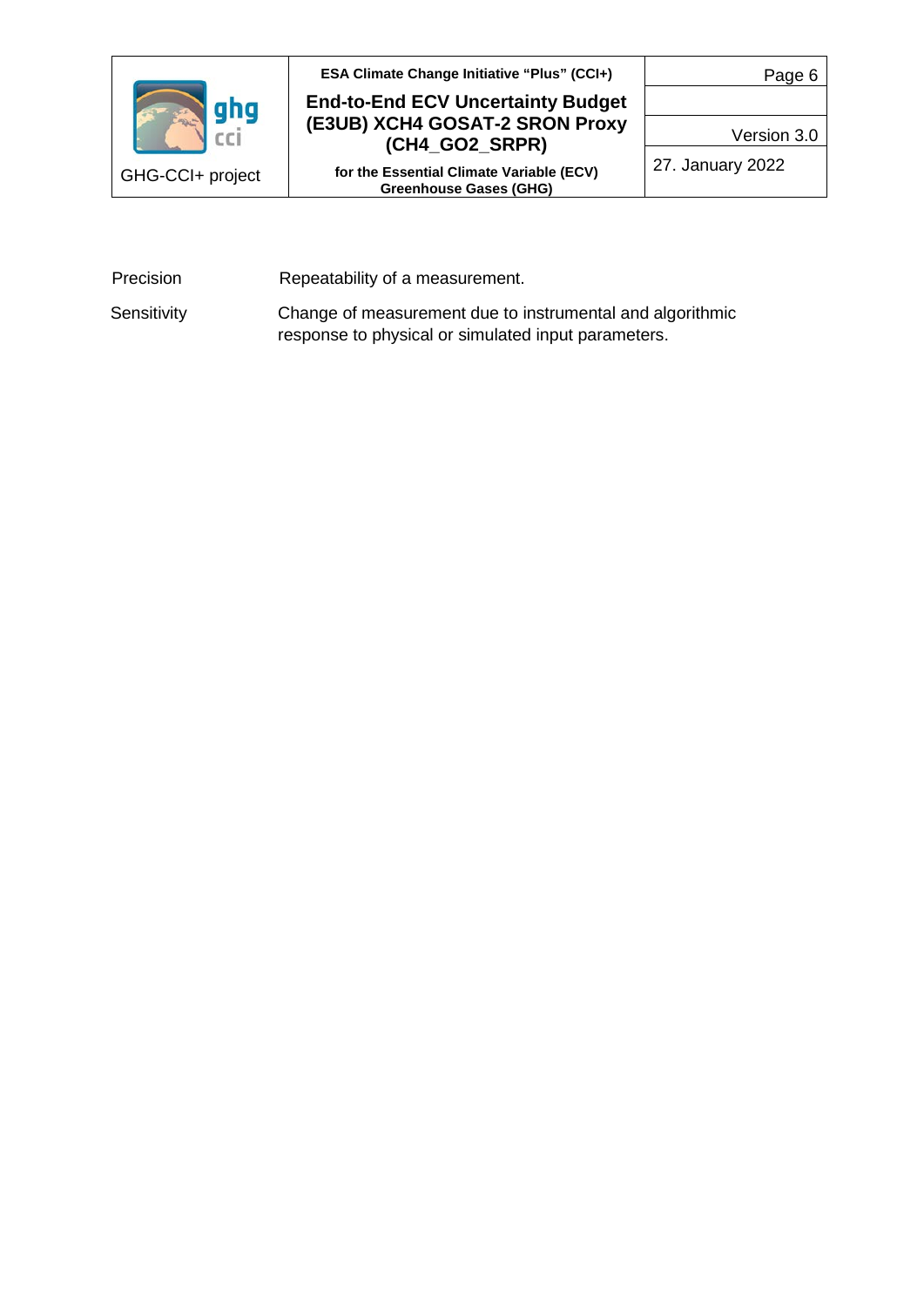| | |
|---|---|
| Precision | Repeatability of a measurement. |
| Sensitivity | Change of measurement due to instrumental and algorithmic response to physical or simulated input parameters. |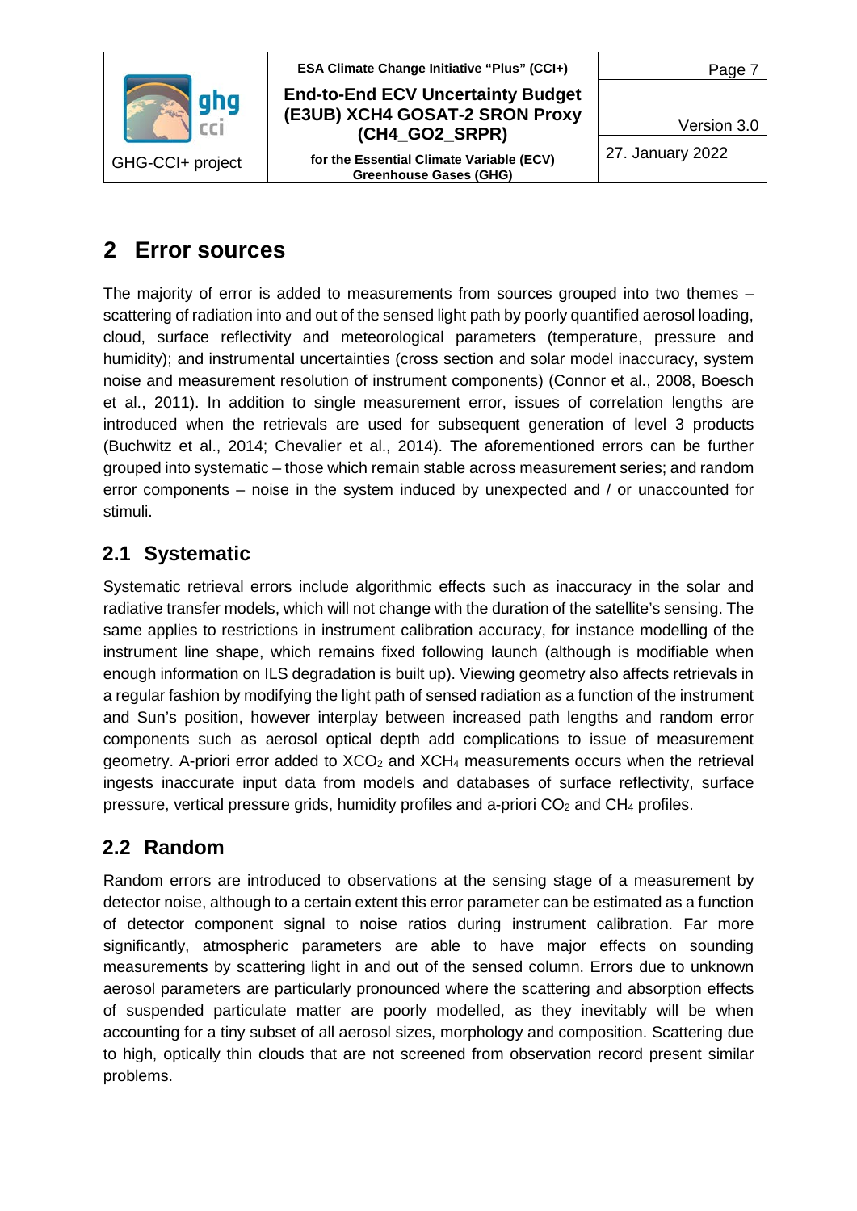# 2 Error sources

The majority of error is added to measurements from sources grouped into two themes – scattering of radiation into and out of the sensed light path by poorly quantified aerosol loading, cloud, surface reflectivity and meteorological parameters (temperature, pressure and humidity); and instrumental uncertainties (cross section and solar model inaccuracy, system noise and measurement resolution of instrument components) (Connor et al., 2008, Boesch et al., 2011). In addition to single measurement error, issues of correlation lengths are introduced when the retrievals are used for subsequent generation of level 3 products (Buchwitz et al., 2014; Chevalier et al., 2014). The aforementioned errors can be further grouped into systematic – those which remain stable across measurement series; and random error components – noise in the system induced by unexpected and / or unaccounted for stimuli.

## 2.1 Systematic

Systematic retrieval errors include algorithmic effects such as inaccuracy in the solar and radiative transfer models, which will not change with the duration of the satellite's sensing. The same applies to restrictions in instrument calibration accuracy, for instance modelling of the instrument line shape, which remains fixed following launch (although is modifiable when enough information on ILS degradation is built up). Viewing geometry also affects retrievals in a regular fashion by modifying the light path of sensed radiation as a function of the instrument and Sun's position, however interplay between increased path lengths and random error components such as aerosol optical depth add complications to issue of measurement geometry. A-priori error added to $XCO_2$ and $XCH_4$ measurements occurs when the retrieval ingests inaccurate input data from models and databases of surface reflectivity, surface pressure, vertical pressure grids, humidity profiles and a-priori $CO_2$ and $CH_4$ profiles.

## 2.2 Random

Random errors are introduced to observations at the sensing stage of a measurement by detector noise, although to a certain extent this error parameter can be estimated as a function of detector component signal to noise ratios during instrument calibration. Far more significantly, atmospheric parameters are able to have major effects on sounding measurements by scattering light in and out of the sensed column. Errors due to unknown aerosol parameters are particularly pronounced where the scattering and absorption effects of suspended particulate matter are poorly modelled, as they inevitably will be when accounting for a tiny subset of all aerosol sizes, morphology and composition. Scattering due to high, optically thin clouds that are not screened from observation record present similar problems.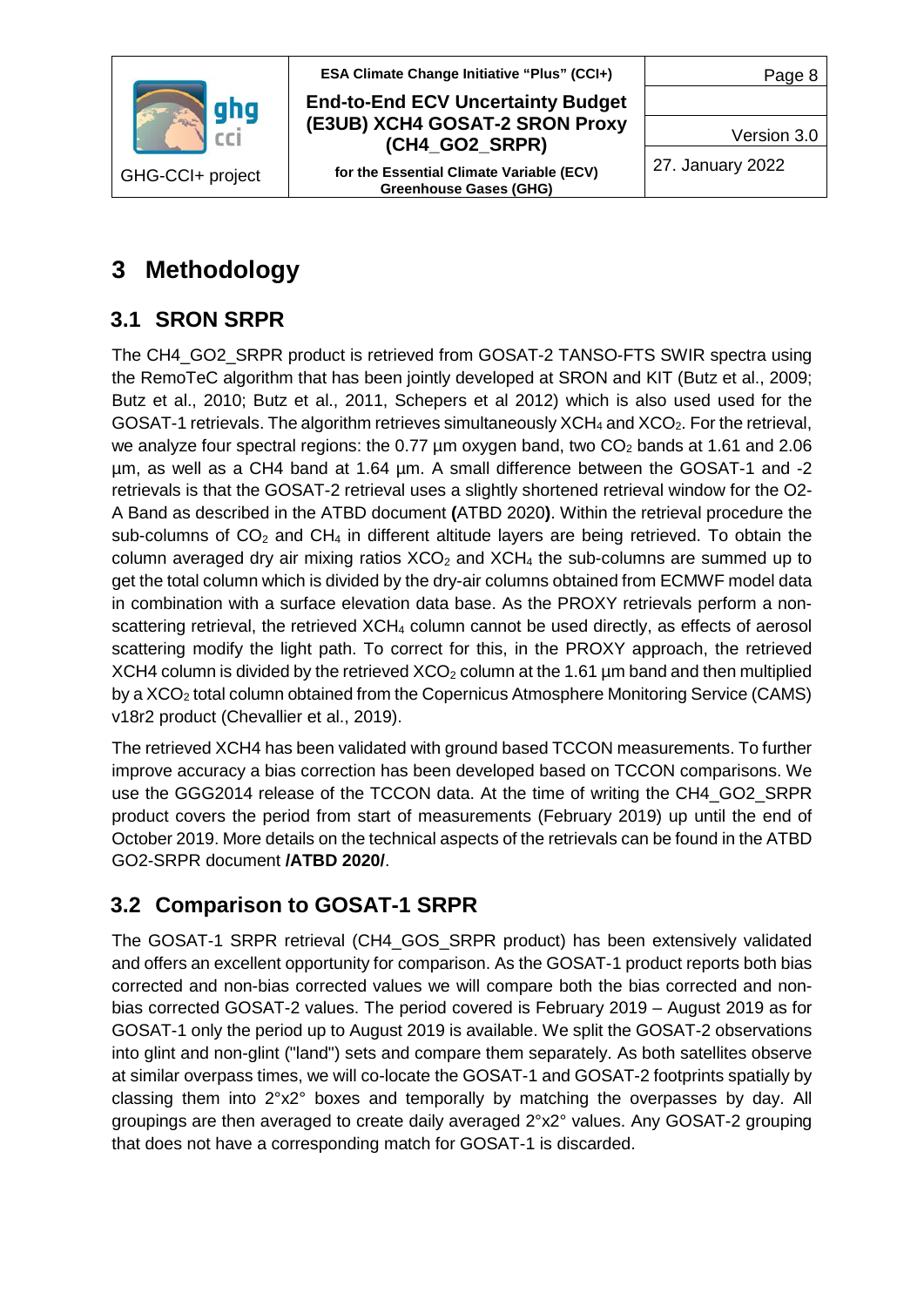# 3 Methodology

## 3.1 SRON SRPR

The CH4_GO2_SRPR product is retrieved from GOSAT-2 TANSO-FTS SWIR spectra using the RemoTeC algorithm that has been jointly developed at SRON and KIT (Butz et al., 2009; Butz et al., 2010; Butz et al., 2011, Schepers et al 2012) which is also used used for the GOSAT-1 retrievals. The algorithm retrieves simultaneously $XCH_4$ and $XCO_2$. For the retrieval, we analyze four spectral regions: the 0.77 µm oxygen band, two $CO_2$ bands at 1.61 and 2.06 µm, as well as a CH4 band at 1.64 µm. A small difference between the GOSAT-1 and -2 retrievals is that the GOSAT-2 retrieval uses a slightly shortened retrieval window for the O2-A Band as described in the ATBD document **(**ATBD 2020**)**. Within the retrieval procedure the sub-columns of $CO_2$ and $CH_4$ in different altitude layers are being retrieved. To obtain the column averaged dry air mixing ratios $XCO_2$ and $XCH_4$ the sub-columns are summed up to get the total column which is divided by the dry-air columns obtained from ECMWF model data in combination with a surface elevation data base. As the PROXY retrievals perform a non-scattering retrieval, the retrieved $XCH_4$ column cannot be used directly, as effects of aerosol scattering modify the light path. To correct for this, in the PROXY approach, the retrieved XCH4 column is divided by the retrieved $XCO_2$ column at the 1.61 µm band and then multiplied by a $XCO_2$ total column obtained from the Copernicus Atmosphere Monitoring Service (CAMS) v18r2 product (Chevallier et al., 2019).

The retrieved XCH4 has been validated with ground based TCCON measurements. To further improve accuracy a bias correction has been developed based on TCCON comparisons. We use the GGG2014 release of the TCCON data. At the time of writing the CH4_GO2_SRPR product covers the period from start of measurements (February 2019) up until the end of October 2019. More details on the technical aspects of the retrievals can be found in the ATBD GO2-SRPR document **/ATBD 2020/**.

## 3.2 Comparison to GOSAT-1 SRPR

The GOSAT-1 SRPR retrieval (CH4_GOS_SRPR product) has been extensively validated and offers an excellent opportunity for comparison. As the GOSAT-1 product reports both bias corrected and non-bias corrected values we will compare both the bias corrected and non-bias corrected GOSAT-2 values. The period covered is February 2019 – August 2019 as for GOSAT-1 only the period up to August 2019 is available. We split the GOSAT-2 observations into glint and non-glint ("land") sets and compare them separately. As both satellites observe at similar overpass times, we will co-locate the GOSAT-1 and GOSAT-2 footprints spatially by classing them into 2°x2° boxes and temporally by matching the overpasses by day. All groupings are then averaged to create daily averaged 2°x2° values. Any GOSAT-2 grouping that does not have a corresponding match for GOSAT-1 is discarded.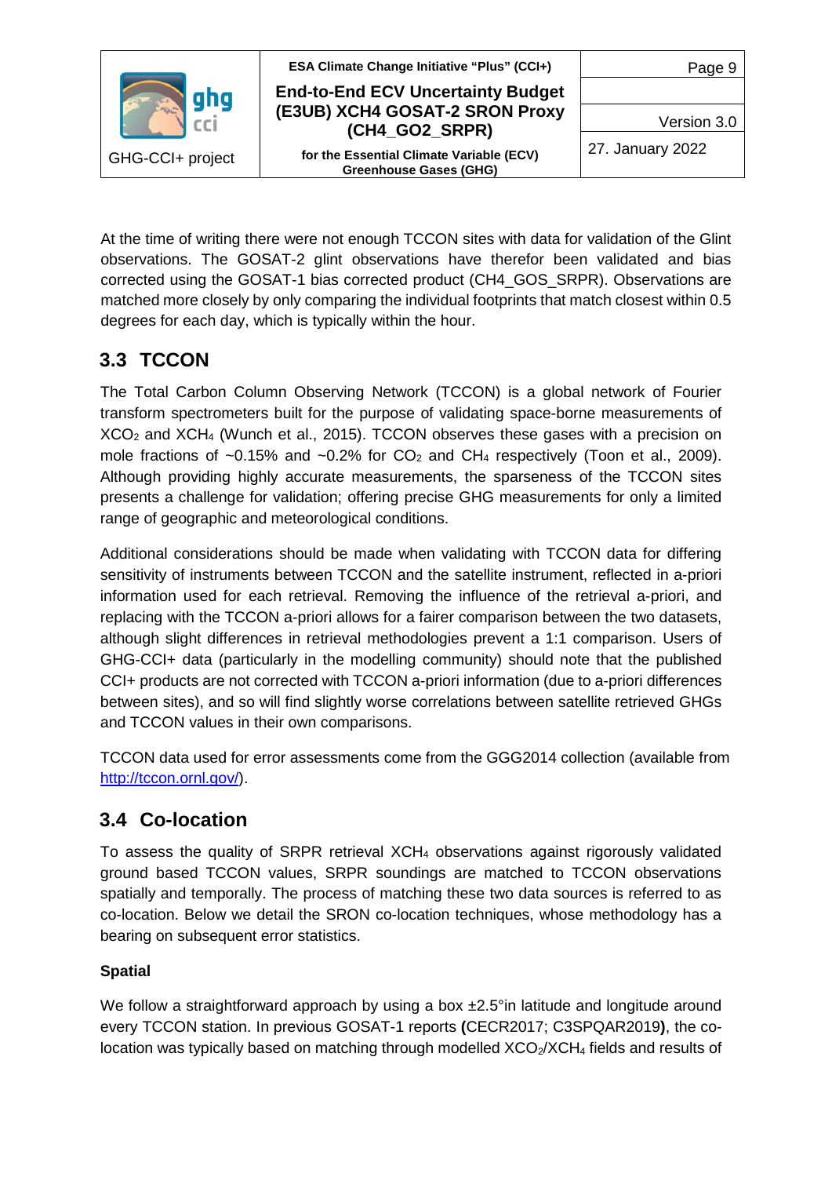At the time of writing there were not enough TCCON sites with data for validation of the Glint observations. The GOSAT-2 glint observations have therefor been validated and bias corrected using the GOSAT-1 bias corrected product (CH4_GOS_SRPR). Observations are matched more closely by only comparing the individual footprints that match closest within 0.5 degrees for each day, which is typically within the hour.

## 3.3 TCCON

The Total Carbon Column Observing Network (TCCON) is a global network of Fourier transform spectrometers built for the purpose of validating space-borne measurements of $XCO_2$ and $XCH_4$ (Wunch et al., 2015). TCCON observes these gases with a precision on mole fractions of ~0.15% and ~0.2% for $CO_2$ and $CH_4$ respectively (Toon et al., 2009). Although providing highly accurate measurements, the sparseness of the TCCON sites presents a challenge for validation; offering precise GHG measurements for only a limited range of geographic and meteorological conditions.

Additional considerations should be made when validating with TCCON data for differing sensitivity of instruments between TCCON and the satellite instrument, reflected in a-priori information used for each retrieval. Removing the influence of the retrieval a-priori, and replacing with the TCCON a-priori allows for a fairer comparison between the two datasets, although slight differences in retrieval methodologies prevent a 1:1 comparison. Users of GHG-CCI+ data (particularly in the modelling community) should note that the published CCI+ products are not corrected with TCCON a-priori information (due to a-priori differences between sites), and so will find slightly worse correlations between satellite retrieved GHGs and TCCON values in their own comparisons.

TCCON data used for error assessments come from the GGG2014 collection (available from http://tccon.ornl.gov/).

## 3.4 Co-location

To assess the quality of SRPR retrieval $XCH_4$ observations against rigorously validated ground based TCCON values, SRPR soundings are matched to TCCON observations spatially and temporally. The process of matching these two data sources is referred to as co-location. Below we detail the SRON co-location techniques, whose methodology has a bearing on subsequent error statistics.

**Spatial**

We follow a straightforward approach by using a box ±2.5°in latitude and longitude around every TCCON station. In previous GOSAT-1 reports **(**CECR2017; C3SPQAR2019**)**, the co-location was typically based on matching through modelled $XCO_2$/$XCH_4$ fields and results of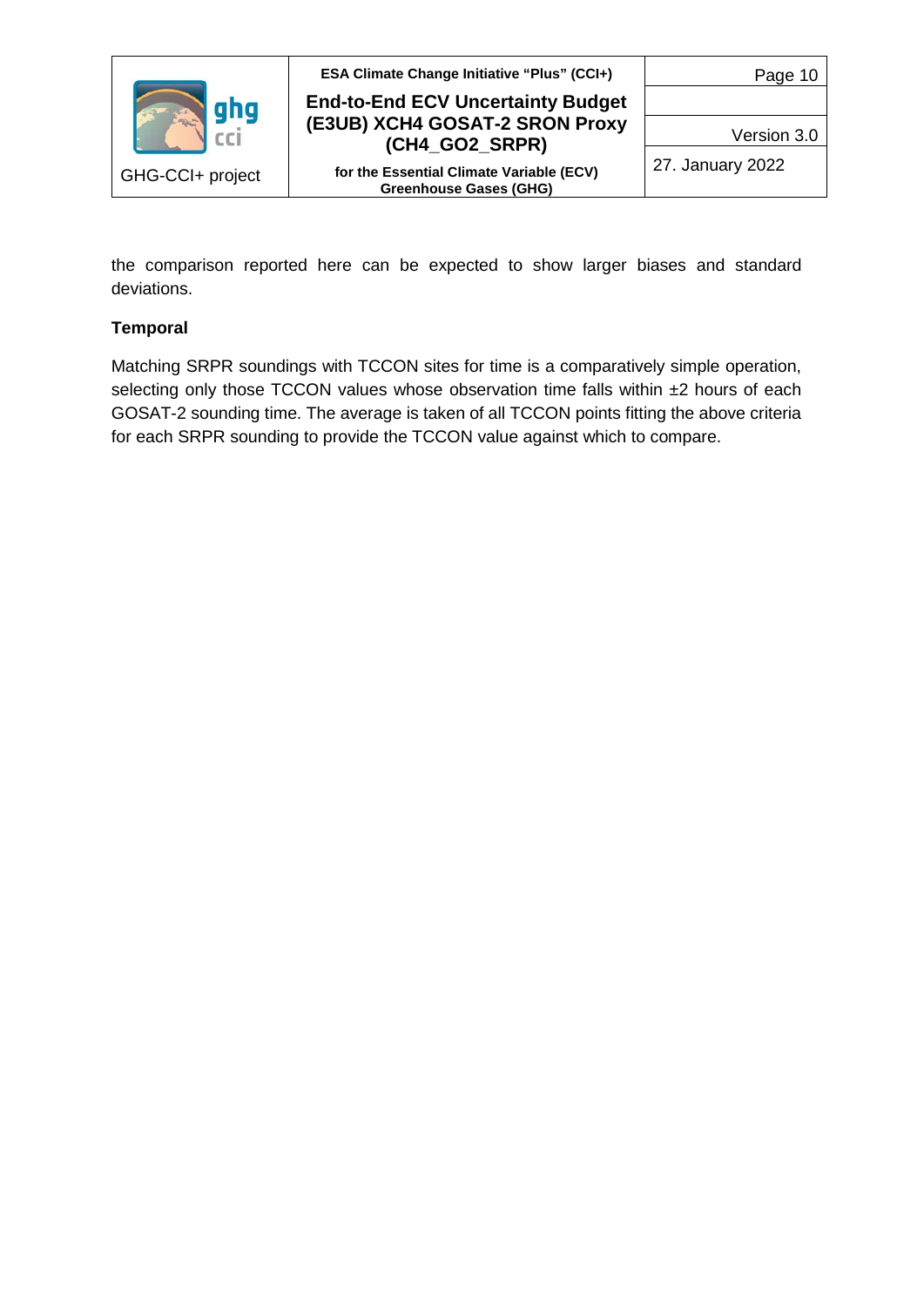the comparison reported here can be expected to show larger biases and standard deviations.

**Temporal**

Matching SRPR soundings with TCCON sites for time is a comparatively simple operation, selecting only those TCCON values whose observation time falls within ±2 hours of each GOSAT-2 sounding time. The average is taken of all TCCON points fitting the above criteria for each SRPR sounding to provide the TCCON value against which to compare.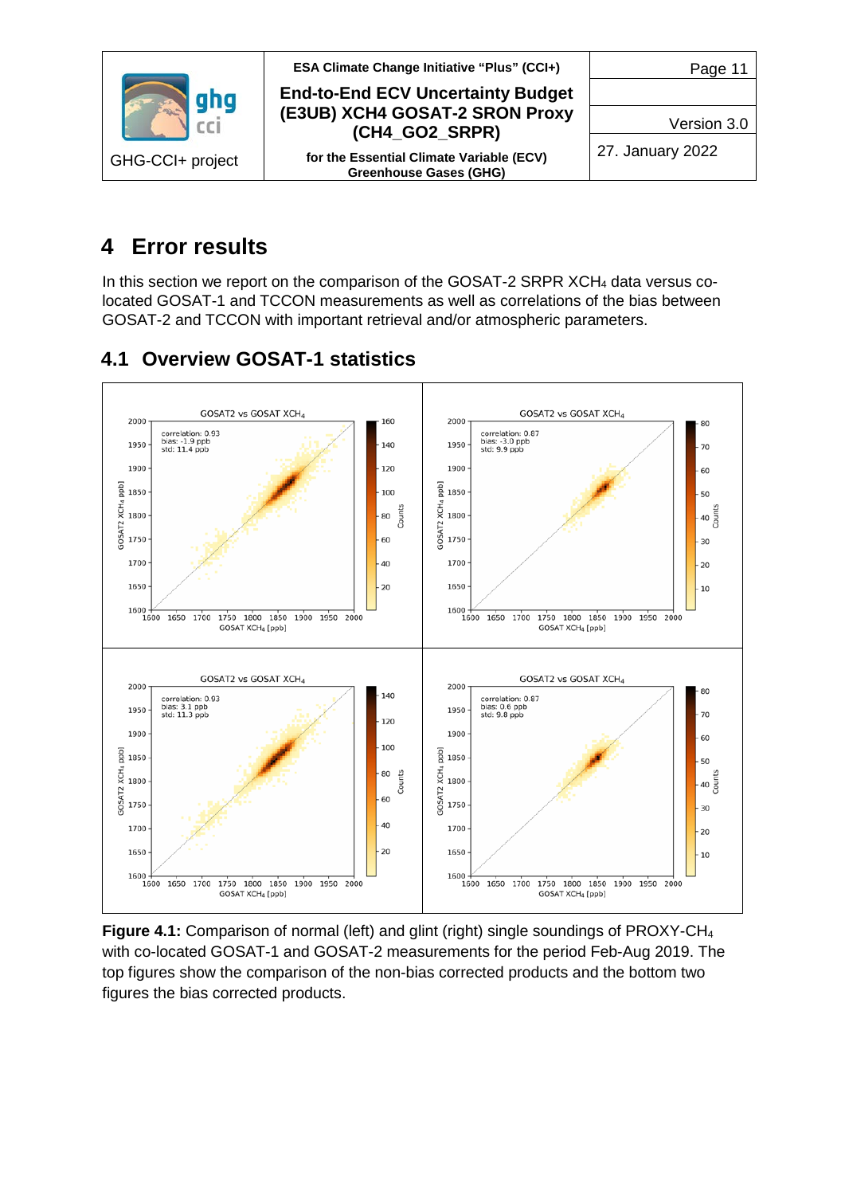# 4 Error results

In this section we report on the comparison of the GOSAT-2 SRPR $XCH_4$ data versus co-located GOSAT-1 and TCCON measurements as well as correlations of the bias between GOSAT-2 and TCCON with important retrieval and/or atmospheric parameters.

## 4.1 Overview GOSAT-1 statistics

**Figure 4.1:** Comparison of normal (left) and glint (right) single soundings of PROXY-$CH_4$ with co-located GOSAT-1 and GOSAT-2 measurements for the period Feb-Aug 2019. The top figures show the comparison of the non-bias corrected products and the bottom two figures the bias corrected products.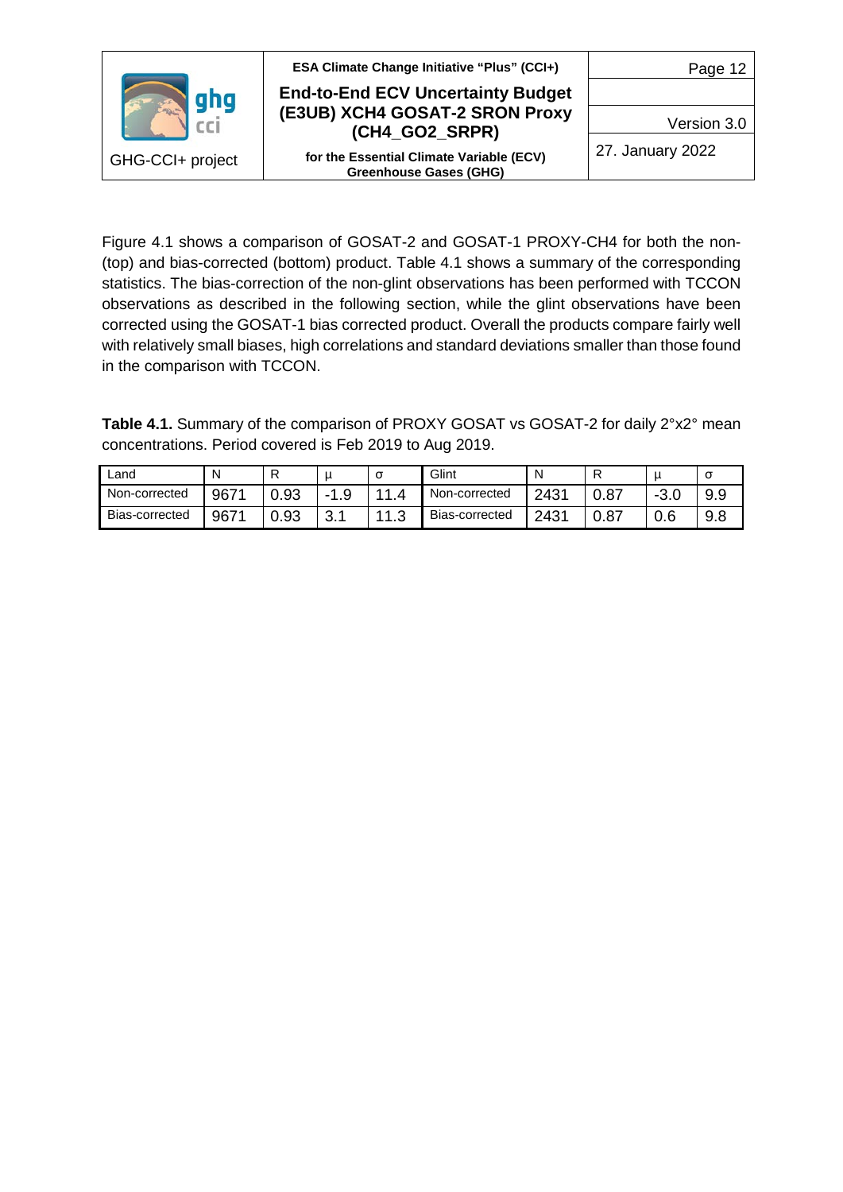Figure 4.1 shows a comparison of GOSAT-2 and GOSAT-1 PROXY-CH4 for both the non- (top) and bias-corrected (bottom) product. Table 4.1 shows a summary of the corresponding statistics. The bias-correction of the non-glint observations has been performed with TCCON observations as described in the following section, while the glint observations have been corrected using the GOSAT-1 bias corrected product. Overall the products compare fairly well with relatively small biases, high correlations and standard deviations smaller than those found in the comparison with TCCON.

**Table 4.1.** Summary of the comparison of PROXY GOSAT vs GOSAT-2 for daily 2°x2° mean concentrations. Period covered is Feb 2019 to Aug 2019.

| Land | N | R | μ | σ | Glint | N | R | μ | σ |
|---|---|---|---|---|---|---|---|---|---|
| Non-corrected | 9671 | 0.93 | -1.9 | 11.4 | Non-corrected | 2431 | 0.87 | -3.0 | 9.9 |
| Bias-corrected | 9671 | 0.93 | 3.1 | 11.3 | Bias-corrected | 2431 | 0.87 | 0.6 | 9.8 |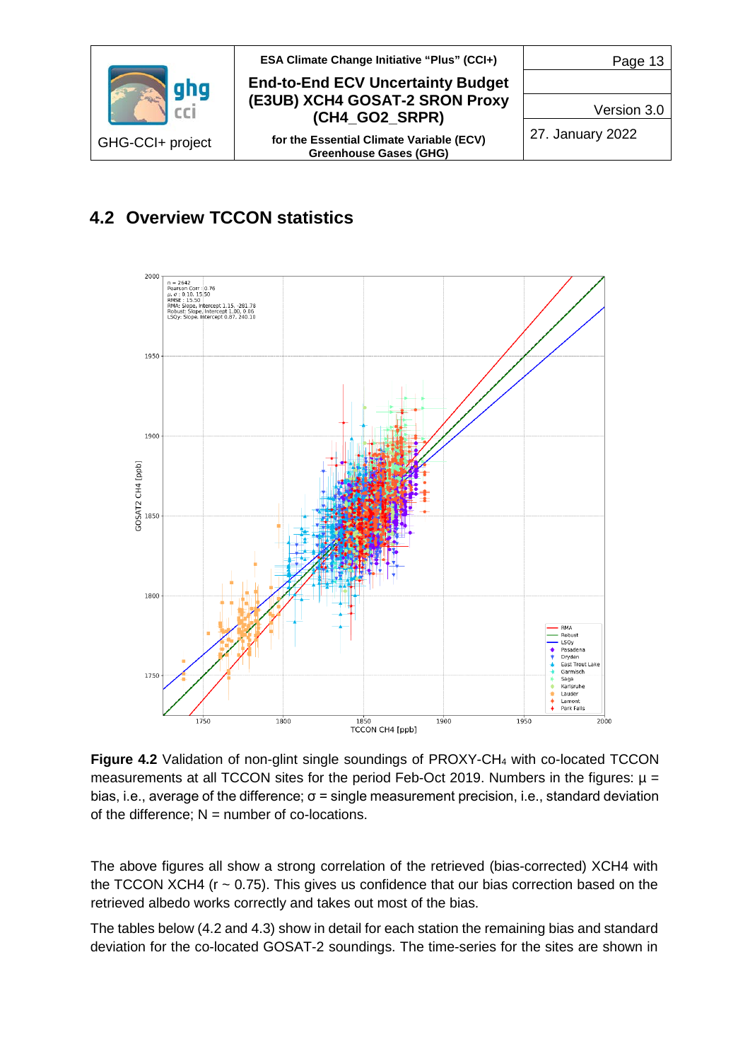## 4.2 Overview TCCON statistics

**Figure 4.2** Validation of non-glint single soundings of PROXY-$CH_4$ with co-located TCCON measurements at all TCCON sites for the period Feb-Oct 2019. Numbers in the figures: $\mu$ = bias, i.e., average of the difference; $\sigma$ = single measurement precision, i.e., standard deviation of the difference; N = number of co-locations.

The above figures all show a strong correlation of the retrieved (bias-corrected) XCH4 with the TCCON XCH4 (r ~ 0.75). This gives us confidence that our bias correction based on the retrieved albedo works correctly and takes out most of the bias.

The tables below (4.2 and 4.3) show in detail for each station the remaining bias and standard deviation for the co-located GOSAT-2 soundings. The time-series for the sites are shown in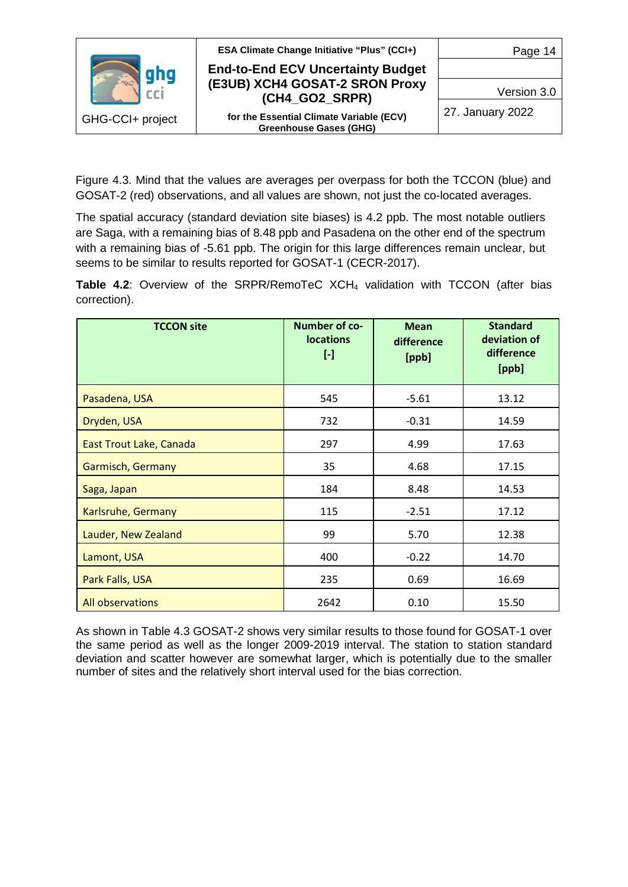Figure 4.3. Mind that the values are averages per overpass for both the TCCON (blue) and GOSAT-2 (red) observations, and all values are shown, not just the co-located averages.

The spatial accuracy (standard deviation site biases) is 4.2 ppb. The most notable outliers are Saga, with a remaining bias of 8.48 ppb and Pasadena on the other end of the spectrum with a remaining bias of -5.61 ppb. The origin for this large differences remain unclear, but seems to be similar to results reported for GOSAT-1 (CECR-2017).

**Table 4.2**: Overview of the SRPR/RemoTeC $XCH_4$ validation with TCCON (after bias correction).

| TCCON site | Number of co-locations [-] | Mean difference [ppb] | Standard deviation of difference [ppb] |
|---|---|---|---|
| Pasadena, USA | 545 | -5.61 | 13.12 |
| Dryden, USA | 732 | -0.31 | 14.59 |
| East Trout Lake, Canada | 297 | 4.99 | 17.63 |
| Garmisch, Germany | 35 | 4.68 | 17.15 |
| Saga, Japan | 184 | 8.48 | 14.53 |
| Karlsruhe, Germany | 115 | -2.51 | 17.12 |
| Lauder, New Zealand | 99 | 5.70 | 12.38 |
| Lamont, USA | 400 | -0.22 | 14.70 |
| Park Falls, USA | 235 | 0.69 | 16.69 |
| All observations | 2642 | 0.10 | 15.50 |

As shown in Table 4.3 GOSAT-2 shows very similar results to those found for GOSAT-1 over the same period as well as the longer 2009-2019 interval. The station to station standard deviation and scatter however are somewhat larger, which is potentially due to the smaller number of sites and the relatively short interval used for the bias correction.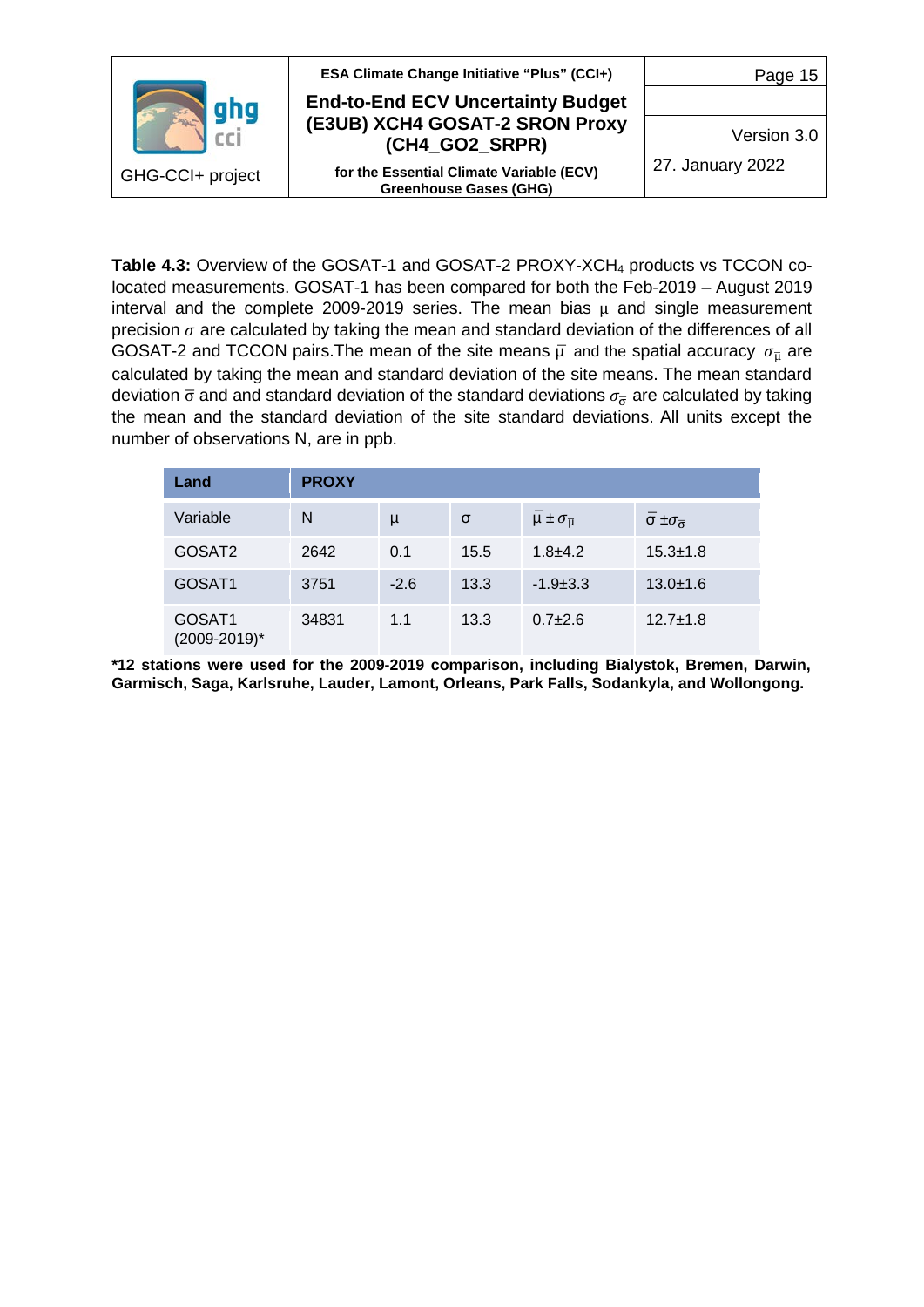**Table 4.3:** Overview of the GOSAT-1 and GOSAT-2 PROXY-$XCH_4$ products vs TCCON co-located measurements. GOSAT-1 has been compared for both the Feb-2019 – August 2019 interval and the complete 2009-2019 series. The mean bias $\mu$ and single measurement precision $\sigma$ are calculated by taking the mean and standard deviation of the differences of all GOSAT-2 and TCCON pairs.The mean of the site means $\bar{\mu}$ and the spatial accuracy $\sigma_{\bar{\mu}}$ are calculated by taking the mean and standard deviation of the site means. The mean standard deviation $\bar{\sigma}$ and and standard deviation of the standard deviations $\sigma_{\bar{\sigma}}$ are calculated by taking the mean and the standard deviation of the site standard deviations. All units except the number of observations N, are in ppb.

| Land | PROXY | | | | |
|---|---|---|---|---|---|
| Variable | N | $\mu$ | $\sigma$ | $\bar{\mu} \pm \sigma_{\bar{\mu}}$ | $\bar{\sigma} \pm \sigma_{\bar{\sigma}}$ |
| GOSAT2 | 2642 | 0.1 | 15.5 | 1.8±4.2 | 15.3±1.8 |
| GOSAT1 | 3751 | -2.6 | 13.3 | -1.9±3.3 | 13.0±1.6 |
| GOSAT1 (2009-2019)* | 34831 | 1.1 | 13.3 | 0.7±2.6 | 12.7±1.8 |

**\*12 stations were used for the 2009-2019 comparison, including Bialystok, Bremen, Darwin, Garmisch, Saga, Karlsruhe, Lauder, Lamont, Orleans, Park Falls, Sodankyla, and Wollongong.**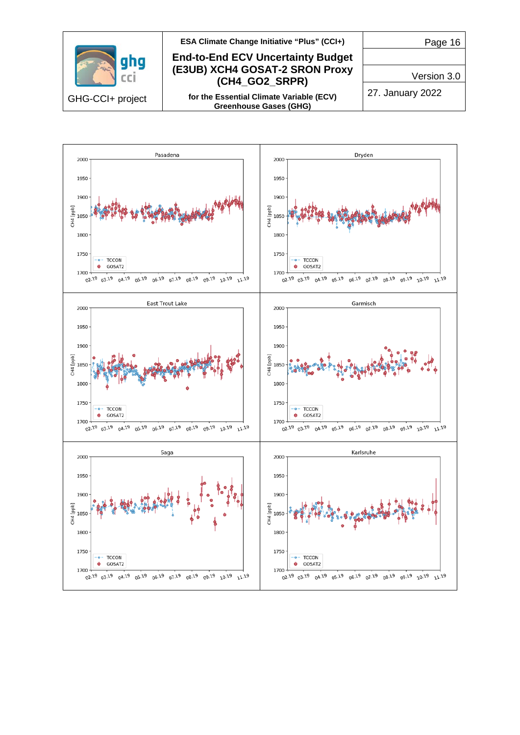| Pasadena | Dryden |
| --- | --- |
| East Trout Lake | Garmisch |
| Saga | Karlsruhe |

CH4 [ppb]

TCCON

GOSAT2

02.19 03.19 04.19 05.19 06.19 07.19 08.19 09.19 10.19 11.19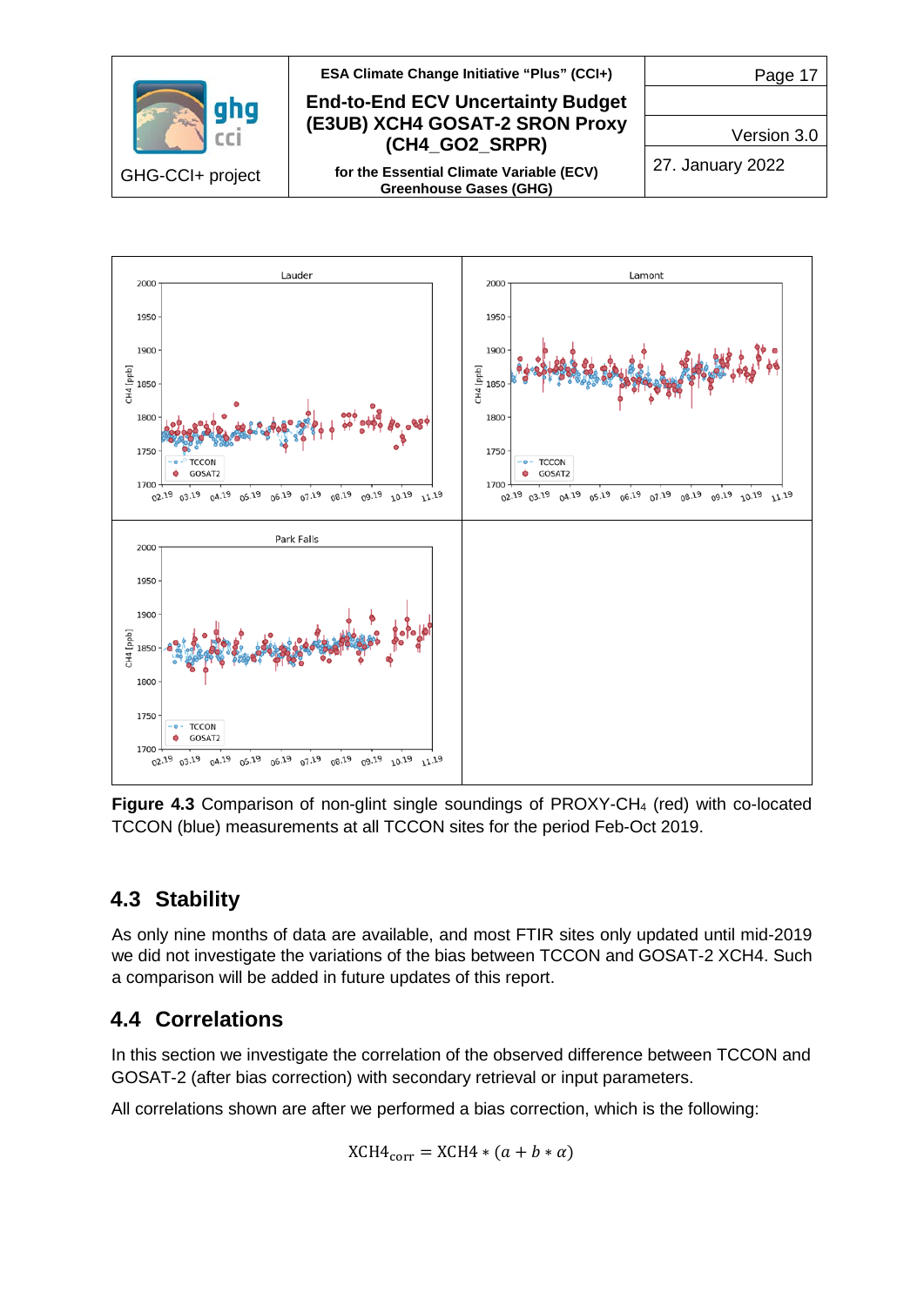**Figure 4.3** Comparison of non-glint single soundings of PROXY-$CH_4$ (red) with co-located TCCON (blue) measurements at all TCCON sites for the period Feb-Oct 2019.

## 4.3 Stability

As only nine months of data are available, and most FTIR sites only updated until mid-2019 we did not investigate the variations of the bias between TCCON and GOSAT-2 XCH4. Such a comparison will be added in future updates of this report.

## 4.4 Correlations

In this section we investigate the correlation of the observed difference between TCCON and GOSAT-2 (after bias correction) with secondary retrieval or input parameters.

All correlations shown are after we performed a bias correction, which is the following:

$$\mathrm{XCH4}_{\mathrm{corr}} = \mathrm{XCH4} * (a + b * \alpha)$$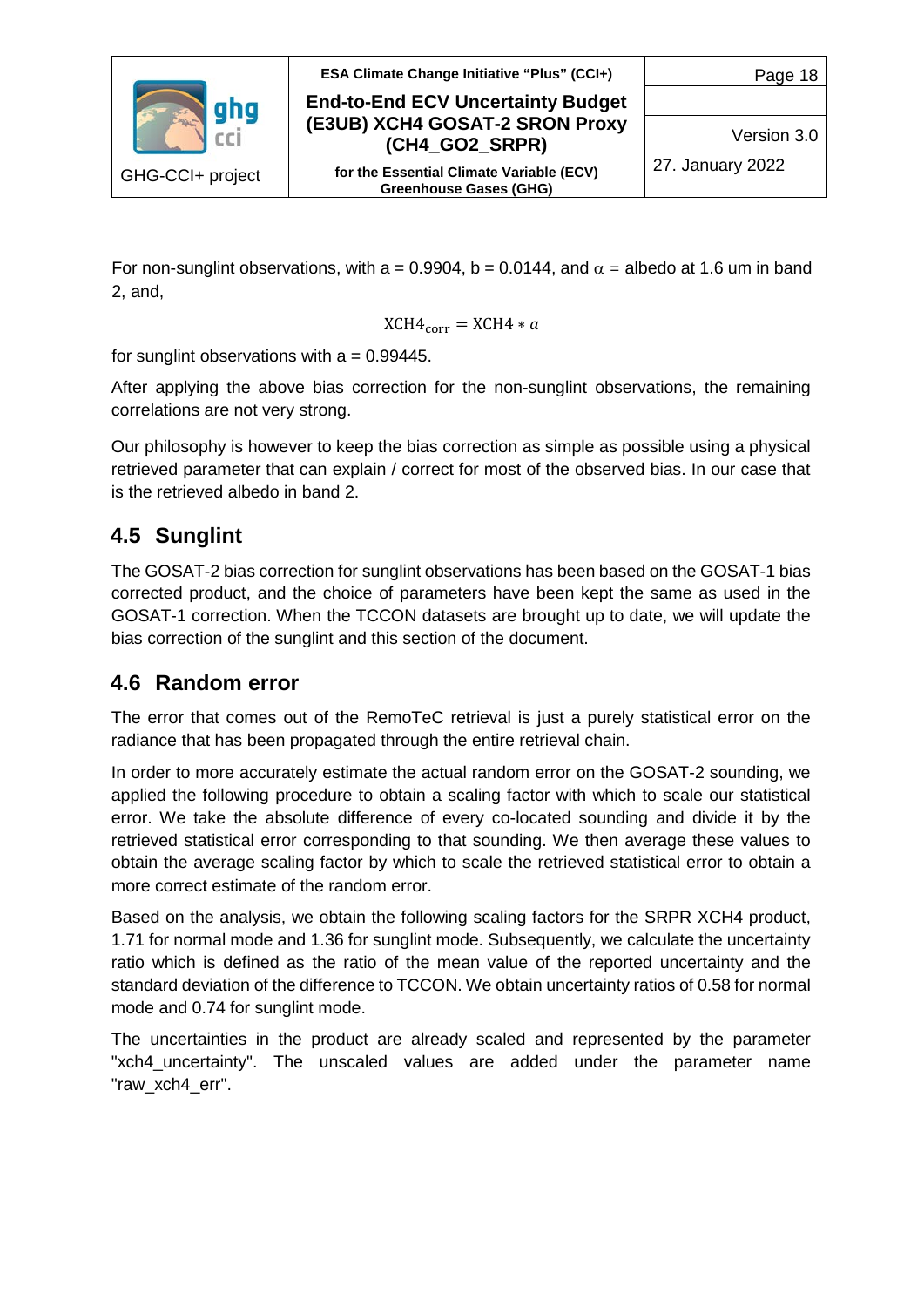For non-sunglint observations, with a = 0.9904, b = 0.0144, and $\alpha$ = albedo at 1.6 um in band 2, and,

$$XCH4_{corr} = XCH4 * a$$

for sunglint observations with a = 0.99445.

After applying the above bias correction for the non-sunglint observations, the remaining correlations are not very strong.

Our philosophy is however to keep the bias correction as simple as possible using a physical retrieved parameter that can explain / correct for most of the observed bias. In our case that is the retrieved albedo in band 2.

## 4.5 Sunglint

The GOSAT-2 bias correction for sunglint observations has been based on the GOSAT-1 bias corrected product, and the choice of parameters have been kept the same as used in the GOSAT-1 correction. When the TCCON datasets are brought up to date, we will update the bias correction of the sunglint and this section of the document.

## 4.6 Random error

The error that comes out of the RemoTeC retrieval is just a purely statistical error on the radiance that has been propagated through the entire retrieval chain.

In order to more accurately estimate the actual random error on the GOSAT-2 sounding, we applied the following procedure to obtain a scaling factor with which to scale our statistical error. We take the absolute difference of every co-located sounding and divide it by the retrieved statistical error corresponding to that sounding. We then average these values to obtain the average scaling factor by which to scale the retrieved statistical error to obtain a more correct estimate of the random error.

Based on the analysis, we obtain the following scaling factors for the SRPR XCH4 product, 1.71 for normal mode and 1.36 for sunglint mode. Subsequently, we calculate the uncertainty ratio which is defined as the ratio of the mean value of the reported uncertainty and the standard deviation of the difference to TCCON. We obtain uncertainty ratios of 0.58 for normal mode and 0.74 for sunglint mode.

The uncertainties in the product are already scaled and represented by the parameter "xch4_uncertainty". The unscaled values are added under the parameter name "raw_xch4_err".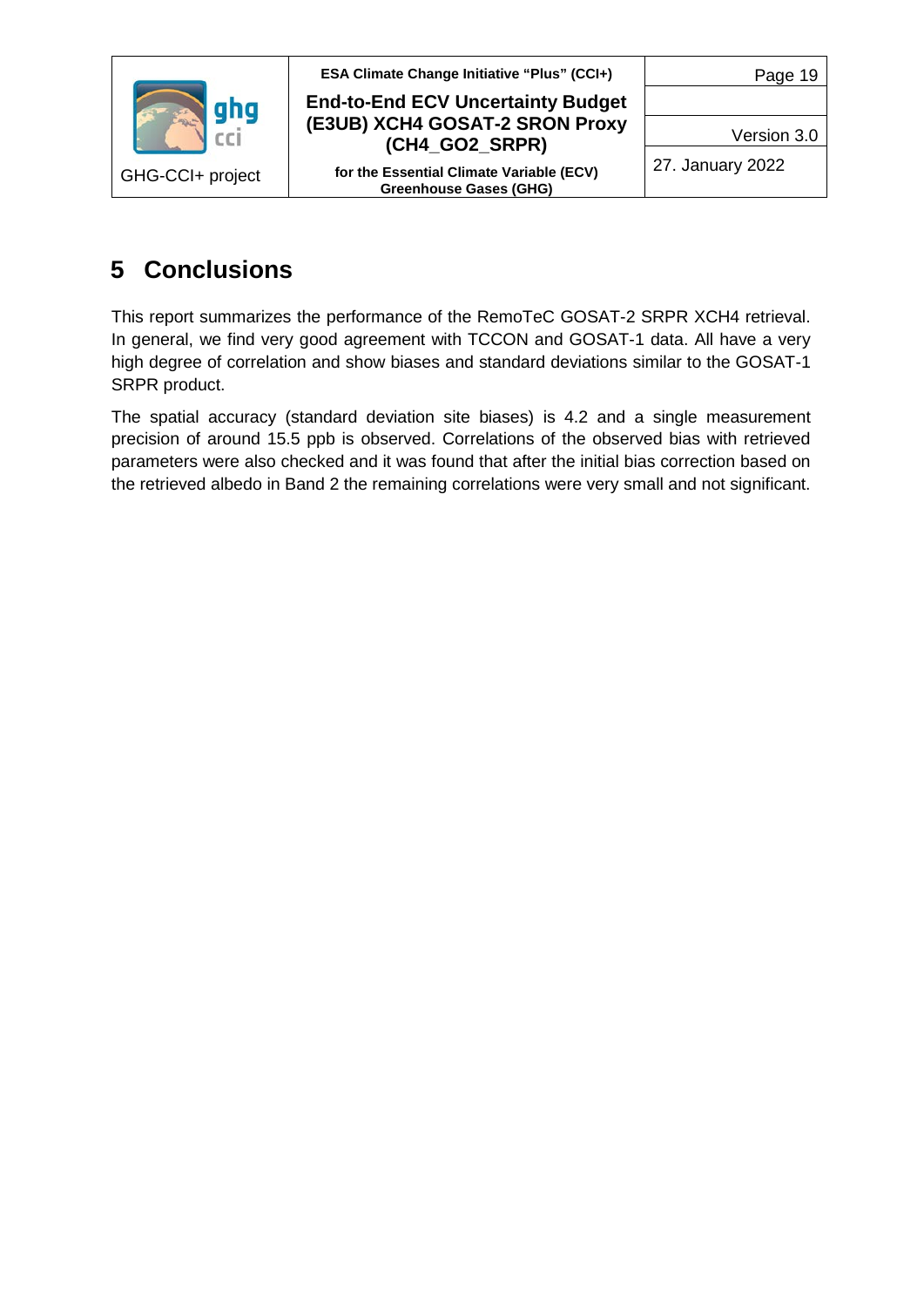# 5 Conclusions

This report summarizes the performance of the RemoTeC GOSAT-2 SRPR XCH4 retrieval. In general, we find very good agreement with TCCON and GOSAT-1 data. All have a very high degree of correlation and show biases and standard deviations similar to the GOSAT-1 SRPR product.

The spatial accuracy (standard deviation site biases) is 4.2 and a single measurement precision of around 15.5 ppb is observed. Correlations of the observed bias with retrieved parameters were also checked and it was found that after the initial bias correction based on the retrieved albedo in Band 2 the remaining correlations were very small and not significant.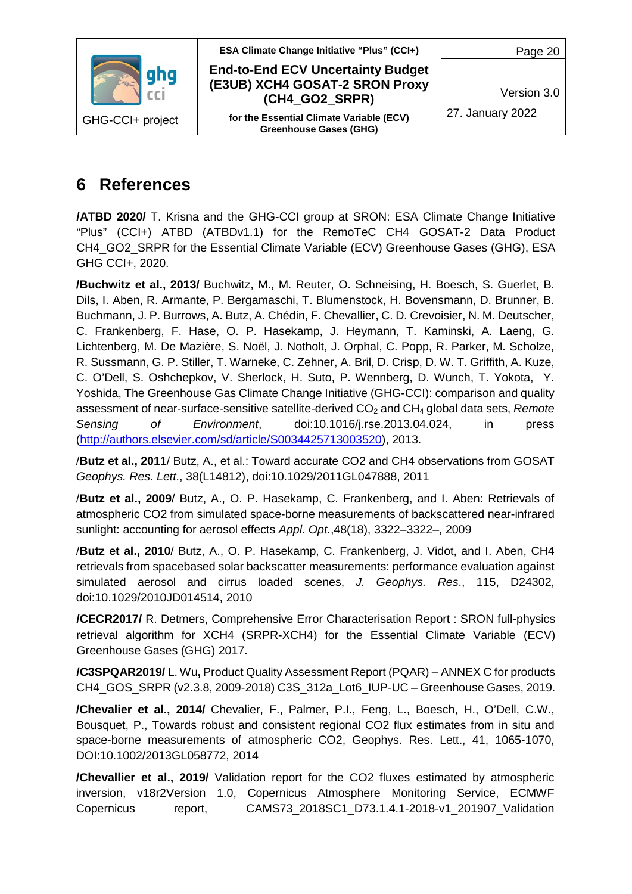# 6 References

**/ATBD 2020/** T. Krisna and the GHG-CCI group at SRON: ESA Climate Change Initiative "Plus" (CCI+) ATBD (ATBDv1.1) for the RemoTeC CH4 GOSAT-2 Data Product CH4_GO2_SRPR for the Essential Climate Variable (ECV) Greenhouse Gases (GHG), ESA GHG CCI+, 2020.

**/Buchwitz et al., 2013/** Buchwitz, M., M. Reuter, O. Schneising, H. Boesch, S. Guerlet, B. Dils, I. Aben, R. Armante, P. Bergamaschi, T. Blumenstock, H. Bovensmann, D. Brunner, B. Buchmann, J. P. Burrows, A. Butz, A. Chédin, F. Chevallier, C. D. Crevoisier, N. M. Deutscher, C. Frankenberg, F. Hase, O. P. Hasekamp, J. Heymann, T. Kaminski, A. Laeng, G. Lichtenberg, M. De Mazière, S. Noël, J. Notholt, J. Orphal, C. Popp, R. Parker, M. Scholze, R. Sussmann, G. P. Stiller, T. Warneke, C. Zehner, A. Bril, D. Crisp, D. W. T. Griffith, A. Kuze, C. O'Dell, S. Oshchepkov, V. Sherlock, H. Suto, P. Wennberg, D. Wunch, T. Yokota, Y. Yoshida, The Greenhouse Gas Climate Change Initiative (GHG-CCI): comparison and quality assessment of near-surface-sensitive satellite-derived $CO_2$ and $CH_4$ global data sets, *Remote Sensing of Environment*, doi:10.1016/j.rse.2013.04.024, in press (http://authors.elsevier.com/sd/article/S0034425713003520), 2013.

/**Butz et al., 2011**/ Butz, A., et al.: Toward accurate CO2 and CH4 observations from GOSAT *Geophys. Res. Lett*., 38(L14812), doi:10.1029/2011GL047888, 2011

/**Butz et al., 2009**/ Butz, A., O. P. Hasekamp, C. Frankenberg, and I. Aben: Retrievals of atmospheric CO2 from simulated space-borne measurements of backscattered near-infrared sunlight: accounting for aerosol effects *Appl. Opt*.,48(18), 3322–3322–, 2009

/**Butz et al., 2010**/ Butz, A., O. P. Hasekamp, C. Frankenberg, J. Vidot, and I. Aben, CH4 retrievals from spacebased solar backscatter measurements: performance evaluation against simulated aerosol and cirrus loaded scenes, *J. Geophys. Res*., 115, D24302, doi:10.1029/2010JD014514, 2010

**/CECR2017/** R. Detmers, Comprehensive Error Characterisation Report : SRON full-physics retrieval algorithm for XCH4 (SRPR-XCH4) for the Essential Climate Variable (ECV) Greenhouse Gases (GHG) 2017.

**/C3SPQAR2019/** L. Wu**,** Product Quality Assessment Report (PQAR) – ANNEX C for products CH4_GOS_SRPR (v2.3.8, 2009-2018) C3S_312a_Lot6_IUP-UC – Greenhouse Gases, 2019.

**/Chevalier et al., 2014/** Chevalier, F., Palmer, P.I., Feng, L., Boesch, H., O'Dell, C.W., Bousquet, P., Towards robust and consistent regional CO2 flux estimates from in situ and space-borne measurements of atmospheric CO2, Geophys. Res. Lett., 41, 1065-1070, DOI:10.1002/2013GL058772, 2014

**/Chevallier et al., 2019/** Validation report for the CO2 fluxes estimated by atmospheric inversion, v18r2Version 1.0, Copernicus Atmosphere Monitoring Service, ECMWF Copernicus report, CAMS73_2018SC1_D73.1.4.1-2018-v1_201907_Validation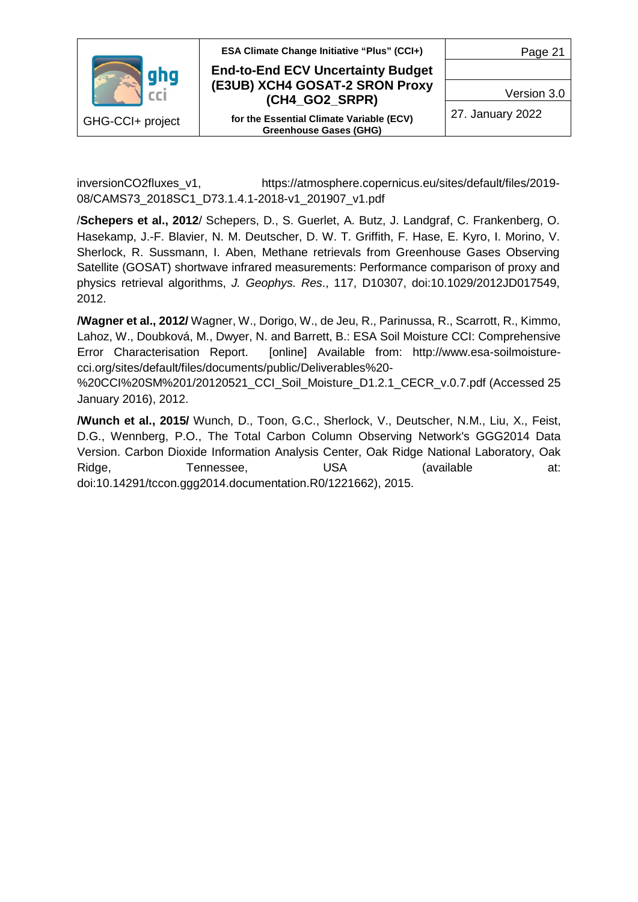inversionCO2fluxes_v1, https://atmosphere.copernicus.eu/sites/default/files/2019-08/CAMS73_2018SC1_D73.1.4.1-2018-v1_201907_v1.pdf

/**Schepers et al., 2012**/ Schepers, D., S. Guerlet, A. Butz, J. Landgraf, C. Frankenberg, O. Hasekamp, J.-F. Blavier, N. M. Deutscher, D. W. T. Griffith, F. Hase, E. Kyro, I. Morino, V. Sherlock, R. Sussmann, I. Aben, Methane retrievals from Greenhouse Gases Observing Satellite (GOSAT) shortwave infrared measurements: Performance comparison of proxy and physics retrieval algorithms, *J. Geophys. Res*., 117, D10307, doi:10.1029/2012JD017549, 2012.

**/Wagner et al., 2012/** Wagner, W., Dorigo, W., de Jeu, R., Parinussa, R., Scarrott, R., Kimmo, Lahoz, W., Doubková, M., Dwyer, N. and Barrett, B.: ESA Soil Moisture CCI: Comprehensive Error Characterisation Report. [online] Available from: http://www.esa-soilmoisture-cci.org/sites/default/files/documents/public/Deliverables%20-%20CCI%20SM%201/20120521_CCI_Soil_Moisture_D1.2.1_CECR_v.0.7.pdf (Accessed 25 January 2016), 2012.

**/Wunch et al., 2015/** Wunch, D., Toon, G.C., Sherlock, V., Deutscher, N.M., Liu, X., Feist, D.G., Wennberg, P.O., The Total Carbon Column Observing Network's GGG2014 Data Version. Carbon Dioxide Information Analysis Center, Oak Ridge National Laboratory, Oak Ridge, Tennessee, USA (available at: doi:10.14291/tccon.ggg2014.documentation.R0/1221662), 2015.